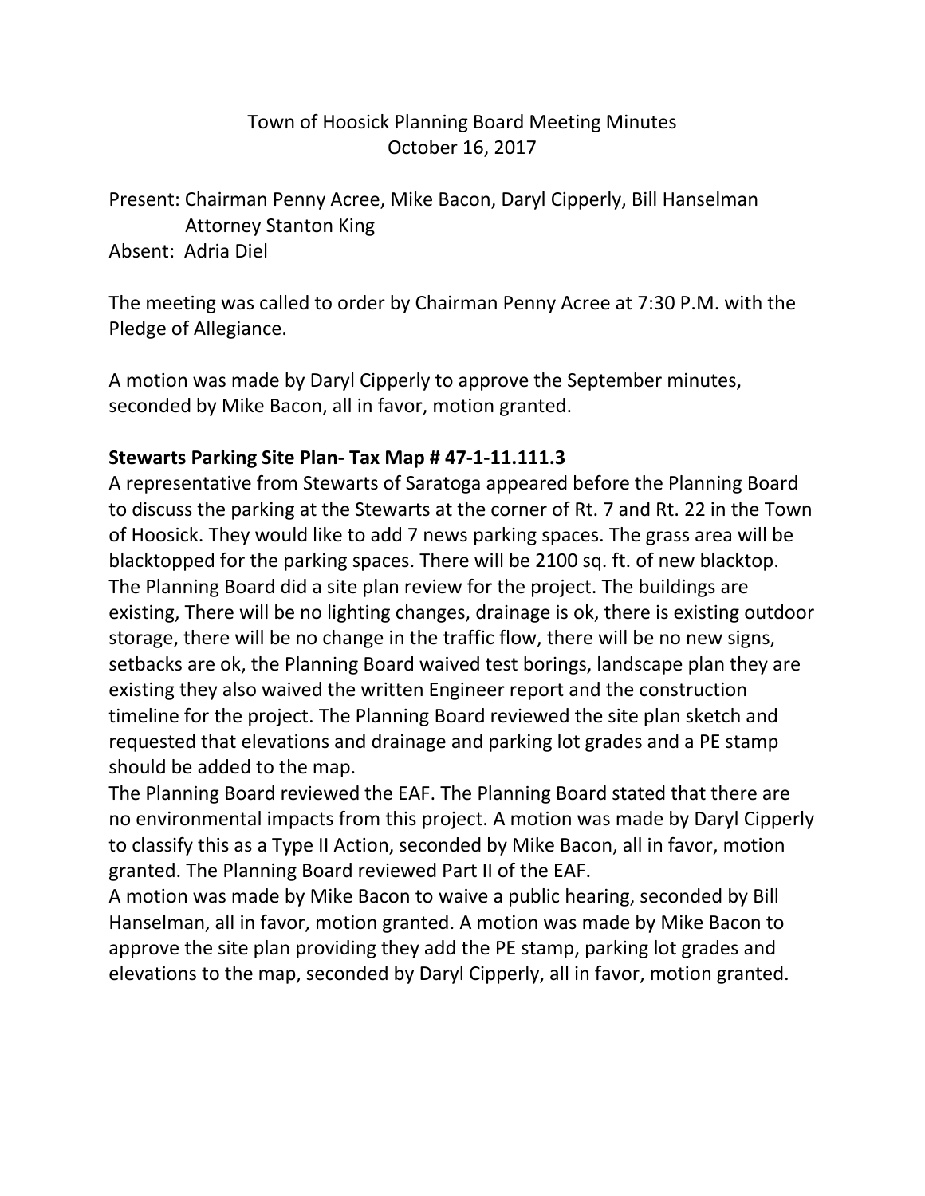# Town of Hoosick Planning Board Meeting Minutes
October 16, 2017

Present: Chairman Penny Acree, Mike Bacon, Daryl Cipperly, Bill Hanselman
Attorney Stanton King
Absent: Adria Diel

The meeting was called to order by Chairman Penny Acree at 7:30 P.M. with the Pledge of Allegiance.

A motion was made by Daryl Cipperly to approve the September minutes, seconded by Mike Bacon, all in favor, motion granted.

**Stewarts Parking Site Plan- Tax Map # 47-1-11.111.3**

A representative from Stewarts of Saratoga appeared before the Planning Board to discuss the parking at the Stewarts at the corner of Rt. 7 and Rt. 22 in the Town of Hoosick. They would like to add 7 news parking spaces. The grass area will be blacktopped for the parking spaces. There will be 2100 sq. ft. of new blacktop. The Planning Board did a site plan review for the project. The buildings are existing, There will be no lighting changes, drainage is ok, there is existing outdoor storage, there will be no change in the traffic flow, there will be no new signs, setbacks are ok, the Planning Board waived test borings, landscape plan they are existing they also waived the written Engineer report and the construction timeline for the project. The Planning Board reviewed the site plan sketch and requested that elevations and drainage and parking lot grades and a PE stamp should be added to the map.

The Planning Board reviewed the EAF. The Planning Board stated that there are no environmental impacts from this project. A motion was made by Daryl Cipperly to classify this as a Type II Action, seconded by Mike Bacon, all in favor, motion granted. The Planning Board reviewed Part II of the EAF.

A motion was made by Mike Bacon to waive a public hearing, seconded by Bill Hanselman, all in favor, motion granted. A motion was made by Mike Bacon to approve the site plan providing they add the PE stamp, parking lot grades and elevations to the map, seconded by Daryl Cipperly, all in favor, motion granted.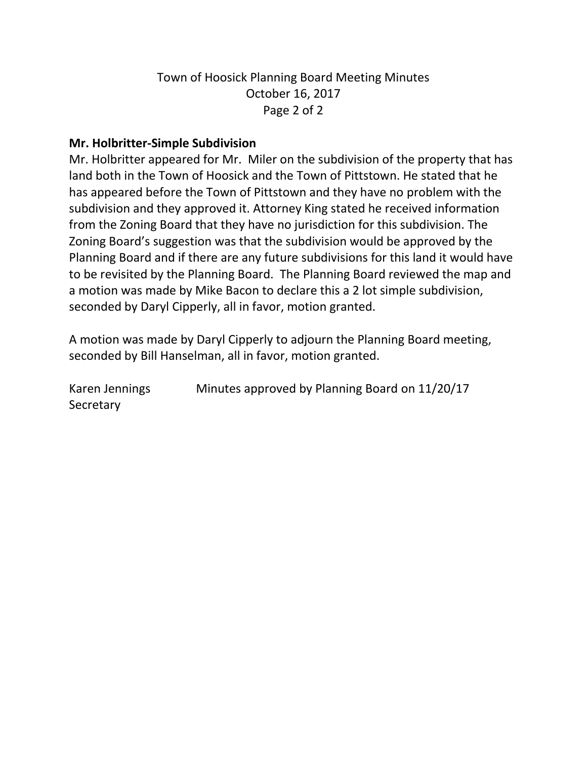## Mr. Holbritter-Simple Subdivision

Mr. Holbritter appeared for Mr. Miler on the subdivision of the property that has land both in the Town of Hoosick and the Town of Pittstown. He stated that he has appeared before the Town of Pittstown and they have no problem with the subdivision and they approved it. Attorney King stated he received information from the Zoning Board that they have no jurisdiction for this subdivision. The Zoning Board's suggestion was that the subdivision would be approved by the Planning Board and if there are any future subdivisions for this land it would have to be revisited by the Planning Board. The Planning Board reviewed the map and a motion was made by Mike Bacon to declare this a 2 lot simple subdivision, seconded by Daryl Cipperly, all in favor, motion granted.

A motion was made by Daryl Cipperly to adjourn the Planning Board meeting, seconded by Bill Hanselman, all in favor, motion granted.

Karen Jennings
Secretary

Minutes approved by Planning Board on 11/20/17